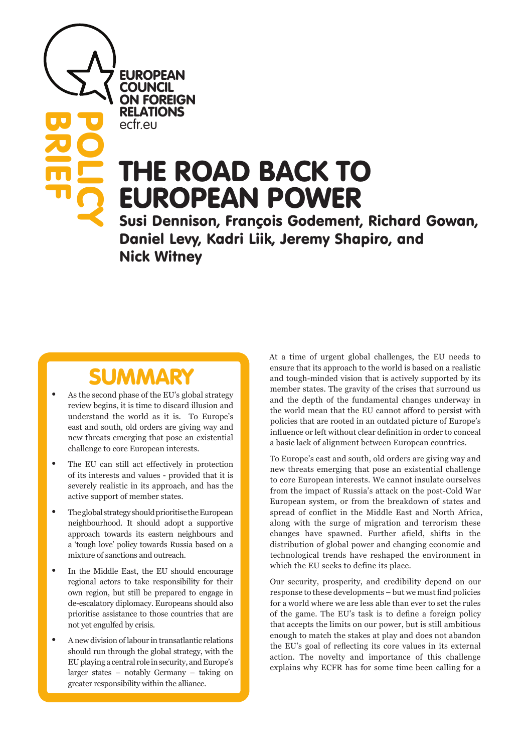EUROPEAN COUNCIL ON FOREIGN RELATIONS
ecfr.eu

POLICY BRIEF

# THE ROAD BACK TO EUROPEAN POWER

**Susi Dennison, François Godement, Richard Gowan, Daniel Levy, Kadri Liik, Jeremy Shapiro, and Nick Witney**

## SUMMARY

- As the second phase of the EU's global strategy review begins, it is time to discard illusion and understand the world as it is. To Europe's east and south, old orders are giving way and new threats emerging that pose an existential challenge to core European interests.
- The EU can still act effectively in protection of its interests and values - provided that it is severely realistic in its approach, and has the active support of member states.
- The global strategy should prioritise the European neighbourhood. It should adopt a supportive approach towards its eastern neighbours and a 'tough love' policy towards Russia based on a mixture of sanctions and outreach.
- In the Middle East, the EU should encourage regional actors to take responsibility for their own region, but still be prepared to engage in de-escalatory diplomacy. Europeans should also prioritise assistance to those countries that are not yet engulfed by crisis.
- A new division of labour in transatlantic relations should run through the global strategy, with the EU playing a central role in security, and Europe's larger states – notably Germany – taking on greater responsibility within the alliance.

At a time of urgent global challenges, the EU needs to ensure that its approach to the world is based on a realistic and tough-minded vision that is actively supported by its member states. The gravity of the crises that surround us and the depth of the fundamental changes underway in the world mean that the EU cannot afford to persist with policies that are rooted in an outdated picture of Europe's influence or left without clear definition in order to conceal a basic lack of alignment between European countries.

To Europe's east and south, old orders are giving way and new threats emerging that pose an existential challenge to core European interests. We cannot insulate ourselves from the impact of Russia's attack on the post-Cold War European system, or from the breakdown of states and spread of conflict in the Middle East and North Africa, along with the surge of migration and terrorism these changes have spawned. Further afield, shifts in the distribution of global power and changing economic and technological trends have reshaped the environment in which the EU seeks to define its place.

Our security, prosperity, and credibility depend on our response to these developments – but we must find policies for a world where we are less able than ever to set the rules of the game. The EU's task is to define a foreign policy that accepts the limits on our power, but is still ambitious enough to match the stakes at play and does not abandon the EU's goal of reflecting its core values in its external action. The novelty and importance of this challenge explains why ECFR has for some time been calling for a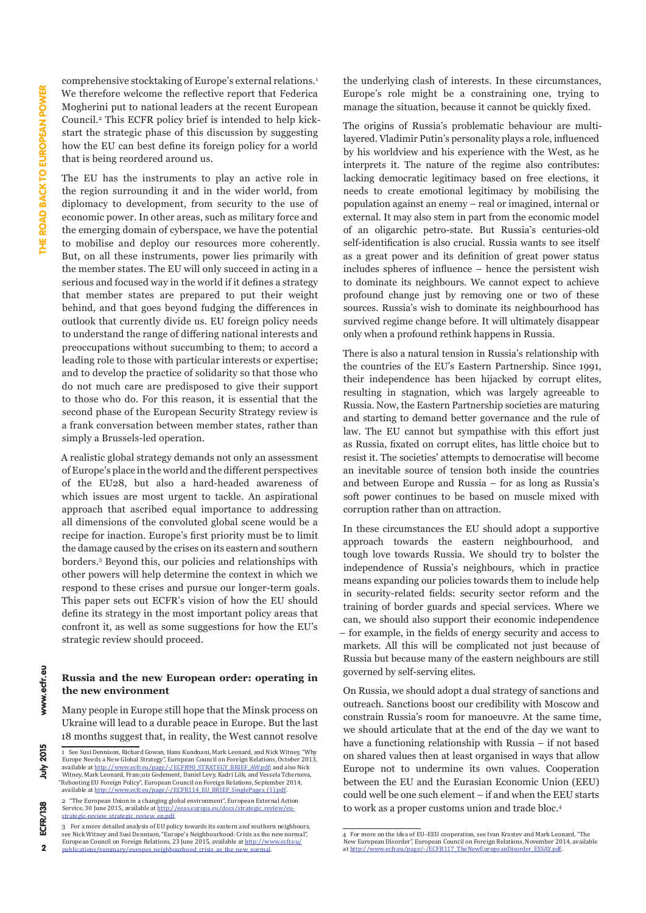comprehensive stocktaking of Europe's external relations.[1] We therefore welcome the reflective report that Federica Mogherini put to national leaders at the recent European Council.[2] This ECFR policy brief is intended to help kick-start the strategic phase of this discussion by suggesting how the EU can best define its foreign policy for a world that is being reordered around us.

The EU has the instruments to play an active role in the region surrounding it and in the wider world, from diplomacy to development, from security to the use of economic power. In other areas, such as military force and the emerging domain of cyberspace, we have the potential to mobilise and deploy our resources more coherently. But, on all these instruments, power lies primarily with the member states. The EU will only succeed in acting in a serious and focused way in the world if it defines a strategy that member states are prepared to put their weight behind, and that goes beyond fudging the differences in outlook that currently divide us. EU foreign policy needs to understand the range of differing national interests and preoccupations without succumbing to them; to accord a leading role to those with particular interests or expertise; and to develop the practice of solidarity so that those who do not much care are predisposed to give their support to those who do. For this reason, it is essential that the second phase of the European Security Strategy review is a frank conversation between member states, rather than simply a Brussels-led operation.

A realistic global strategy demands not only an assessment of Europe's place in the world and the different perspectives of the EU28, but also a hard-headed awareness of which issues are most urgent to tackle. An aspirational approach that ascribed equal importance to addressing all dimensions of the convoluted global scene would be a recipe for inaction. Europe's first priority must be to limit the damage caused by the crises on its eastern and southern borders.[3] Beyond this, our policies and relationships with other powers will help determine the context in which we respond to these crises and pursue our longer-term goals. This paper sets out ECFR's vision of how the EU should define its strategy in the most important policy areas that confront it, as well as some suggestions for how the EU's strategic review should proceed.

## Russia and the new European order: operating in the new environment

Many people in Europe still hope that the Minsk process on Ukraine will lead to a durable peace in Europe. But the last 18 months suggest that, in reality, the West cannot resolve the underlying clash of interests. In these circumstances, Europe's role might be a constraining one, trying to manage the situation, because it cannot be quickly fixed.

The origins of Russia's problematic behaviour are multi-layered. Vladimir Putin's personality plays a role, influenced by his worldview and his experience with the West, as he interprets it. The nature of the regime also contributes: lacking democratic legitimacy based on free elections, it needs to create emotional legitimacy by mobilising the population against an enemy – real or imagined, internal or external. It may also stem in part from the economic model of an oligarchic petro-state. But Russia's centuries-old self-identification is also crucial. Russia wants to see itself as a great power and its definition of great power status includes spheres of influence – hence the persistent wish to dominate its neighbours. We cannot expect to achieve profound change just by removing one or two of these sources. Russia's wish to dominate its neighbourhood has survived regime change before. It will ultimately disappear only when a profound rethink happens in Russia.

There is also a natural tension in Russia's relationship with the countries of the EU's Eastern Partnership. Since 1991, their independence has been hijacked by corrupt elites, resulting in stagnation, which was largely agreeable to Russia. Now, the Eastern Partnership societies are maturing and starting to demand better governance and the rule of law. The EU cannot but sympathise with this effort just as Russia, fixated on corrupt elites, has little choice but to resist it. The societies' attempts to democratise will become an inevitable source of tension both inside the countries and between Europe and Russia – for as long as Russia's soft power continues to be based on muscle mixed with corruption rather than on attraction.

In these circumstances the EU should adopt a supportive approach towards the eastern neighbourhood, and tough love towards Russia. We should try to bolster the independence of Russia's neighbours, which in practice means expanding our policies towards them to include help in security-related fields: security sector reform and the training of border guards and special services. Where we can, we should also support their economic independence – for example, in the fields of energy security and access to markets. All this will be complicated not just because of Russia but because many of the eastern neighbours are still governed by self-serving elites.

On Russia, we should adopt a dual strategy of sanctions and outreach. Sanctions boost our credibility with Moscow and constrain Russia's room for manoeuvre. At the same time, we should articulate that at the end of the day we want to have a functioning relationship with Russia – if not based on shared values then at least organised in ways that allow Europe not to undermine its own values. Cooperation between the EU and the Eurasian Economic Union (EEU) could well be one such element – if and when the EEU starts to work as a proper customs union and trade bloc.[4]

---

1 See Susi Dennison, Richard Gowan, Hans Kundnani, Mark Leonard, and Nick Witney, "Why Europe Needs a New Global Strategy", European Council on Foreign Relations, October 2013, available at http://www.ecfr.eu/page/-/ECFR90_STRATEGY_BRIEF_AW.pdf; and also Nick Witney, Mark Leonard, François Godement, Daniel Levy, Kadri Liik, and Vessela Tcherneva, "Rebooting EU Foreign Policy", European Council on Foreign Relations, September 2014, available at http://www.ecfr.eu/page/-/ECFR114_EU_BRIEF_SinglePages_(1).pdf.

2 "The European Union in a changing global environment", European External Action Service, 30 June 2015, available at http://eeas.europa.eu/docs/strategic_review/eu-strategic-review_strategic_review_en.pdf.

3 For a more detailed analysis of EU policy towards its eastern and southern neighbours, see Nick Witney and Susi Dennison, "Europe's Neighbourhood: Crisis as the new normal", European Council on Foreign Relations, 23 June 2015, available at http://www.ecfr.eu/publications/summary/europes_neighbourhood_crisis_as_the_new_normal.

4 For more on the idea of EU–EEU cooperation, see Ivan Krastev and Mark Leonard, "The New European Disorder", European Council on Foreign Relations, November 2014, available at http://www.ecfr.eu/page/-/ECFR117_TheNewEuropeanDisorder_ESSAY.pdf.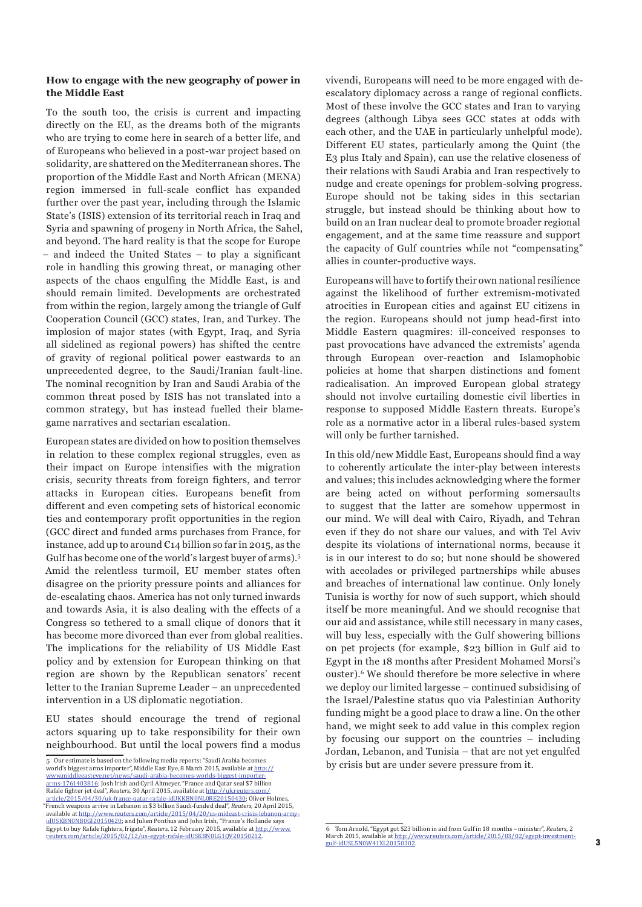### How to engage with the new geography of power in the Middle East

To the south too, the crisis is current and impacting directly on the EU, as the dreams both of the migrants who are trying to come here in search of a better life, and of Europeans who believed in a post-war project based on solidarity, are shattered on the Mediterranean shores. The proportion of the Middle East and North African (MENA) region immersed in full-scale conflict has expanded further over the past year, including through the Islamic State's (ISIS) extension of its territorial reach in Iraq and Syria and spawning of progeny in North Africa, the Sahel, and beyond. The hard reality is that the scope for Europe – and indeed the United States – to play a significant role in handling this growing threat, or managing other aspects of the chaos engulfing the Middle East, is and should remain limited. Developments are orchestrated from within the region, largely among the triangle of Gulf Cooperation Council (GCC) states, Iran, and Turkey. The implosion of major states (with Egypt, Iraq, and Syria all sidelined as regional powers) has shifted the centre of gravity of regional political power eastwards to an unprecedented degree, to the Saudi/Iranian fault-line. The nominal recognition by Iran and Saudi Arabia of the common threat posed by ISIS has not translated into a common strategy, but has instead fuelled their blame-game narratives and sectarian escalation.

European states are divided on how to position themselves in relation to these complex regional struggles, even as their impact on Europe intensifies with the migration crisis, security threats from foreign fighters, and terror attacks in European cities. Europeans benefit from different and even competing sets of historical economic ties and contemporary profit opportunities in the region (GCC direct and funded arms purchases from France, for instance, add up to around €14 billion so far in 2015, as the Gulf has become one of the world's largest buyer of arms).[5] Amid the relentless turmoil, EU member states often disagree on the priority pressure points and alliances for de-escalating chaos. America has not only turned inwards and towards Asia, it is also dealing with the effects of a Congress so tethered to a small clique of donors that it has become more divorced than ever from global realities. The implications for the reliability of US Middle East policy and by extension for European thinking on that region are shown by the Republican senators' recent letter to the Iranian Supreme Leader – an unprecedented intervention in a US diplomatic negotiation.

EU states should encourage the trend of regional actors squaring up to take responsibility for their own neighbourhood. But until the local powers find a modus vivendi, Europeans will need to be more engaged with de-escalatory diplomacy across a range of regional conflicts. Most of these involve the GCC states and Iran to varying degrees (although Libya sees GCC states at odds with each other, and the UAE in particularly unhelpful mode). Different EU states, particularly among the Quint (the E3 plus Italy and Spain), can use the relative closeness of their relations with Saudi Arabia and Iran respectively to nudge and create openings for problem-solving progress. Europe should not be taking sides in this sectarian struggle, but instead should be thinking about how to build on an Iran nuclear deal to promote broader regional engagement, and at the same time reassure and support the capacity of Gulf countries while not "compensating" allies in counter-productive ways.

Europeans will have to fortify their own national resilience against the likelihood of further extremism-motivated atrocities in European cities and against EU citizens in the region. Europeans should not jump head-first into Middle Eastern quagmires: ill-conceived responses to past provocations have advanced the extremists' agenda through European over-reaction and Islamophobic policies at home that sharpen distinctions and foment radicalisation. An improved European global strategy should not involve curtailing domestic civil liberties in response to supposed Middle Eastern threats. Europe's role as a normative actor in a liberal rules-based system will only be further tarnished.

In this old/new Middle East, Europeans should find a way to coherently articulate the inter-play between interests and values; this includes acknowledging where the former are being acted on without performing somersaults to suggest that the latter are somehow uppermost in our mind. We will deal with Cairo, Riyadh, and Tehran even if they do not share our values, and with Tel Aviv despite its violations of international norms, because it is in our interest to do so; but none should be showered with accolades or privileged partnerships while abuses and breaches of international law continue. Only lonely Tunisia is worthy for now of such support, which should itself be more meaningful. And we should recognise that our aid and assistance, while still necessary in many cases, will buy less, especially with the Gulf showering billions on pet projects (for example, $23 billion in Gulf aid to Egypt in the 18 months after President Mohamed Morsi's ouster).[6] We should therefore be more selective in where we deploy our limited largesse – continued subsidising of the Israel/Palestine status quo via Palestinian Authority funding might be a good place to draw a line. On the other hand, we might seek to add value in this complex region by focusing our support on the countries – including Jordan, Lebanon, and Tunisia – that are not yet engulfed by crisis but are under severe pressure from it.

---

5 Our estimate is based on the following media reports: "Saudi Arabia becomes world's biggest arms importer", Middle East Eye, 8 March 2015, available at http://www.middleeasteye.net/news/saudi-arabia-becomes-worlds-biggest-importer-arms-1761403816; Josh Irish and Cyril Altmeyer, "France and Qatar seal $7 billion Rafale fighter jet deal", *Reuters*, 30 April 2015, available at http://uk.reuters.com/article/2015/04/30/uk-france-qatar-rafale-idUKKBN0NL0RE20150430; Oliver Holmes, "French weapons arrive in Lebanon in $3 billion Saudi-funded deal", *Reuters*, 20 April 2015, available at http://www.reuters.com/article/2015/04/20/us-mideast-crisis-lebanon-army-idUSKBN0NB0GI20150420; and Julien Ponthus and John Irish, "France's Hollande says Egypt to buy Rafale fighters, frigate", *Reuters*, 12 February 2015, available at http://www.reuters.com/article/2015/02/12/us-egypt-rafale-idUSKBN0LG1QV20150212.

6 Tom Arnold, "Egypt got $23 billion in aid from Gulf in 18 months – minister", *Reuters*, 2 March 2015, available at http://www.reuters.com/article/2015/03/02/egypt-investment-gulf-idUSL5N0W41XL20150302.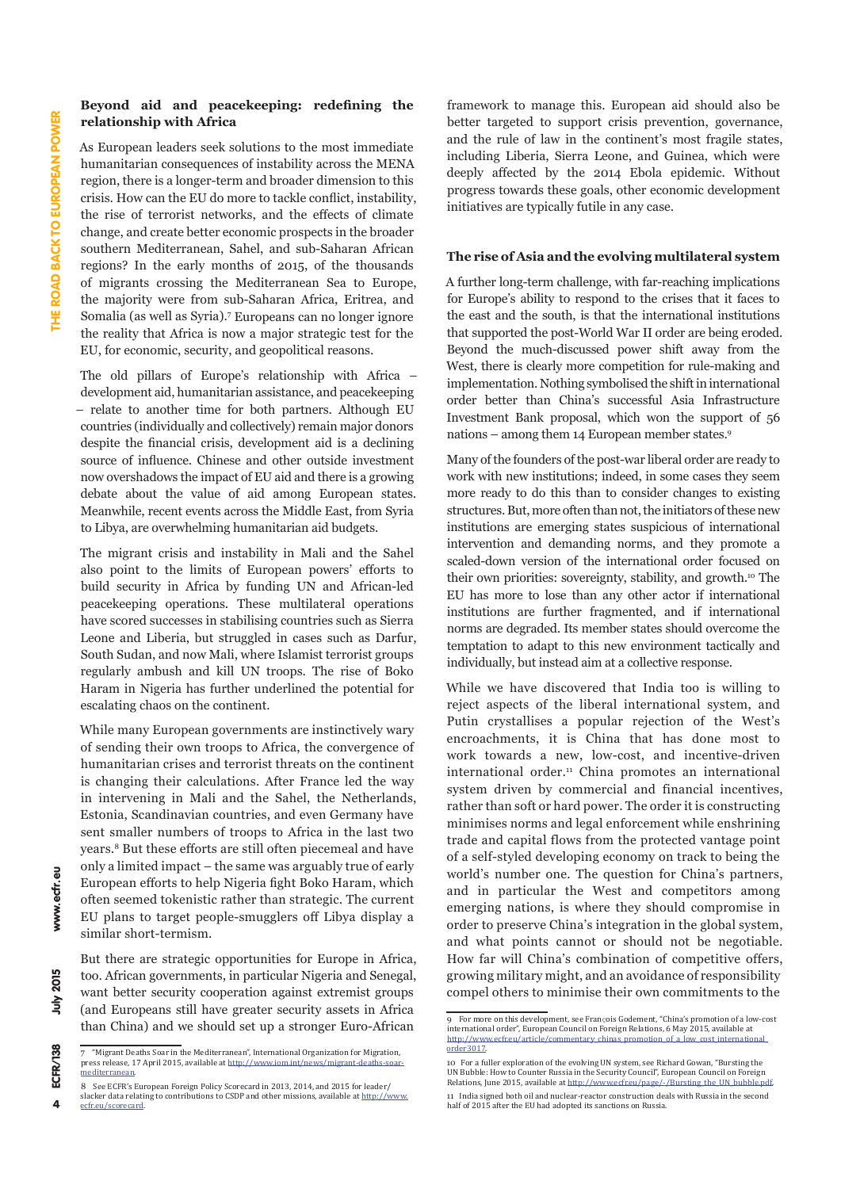## Beyond aid and peacekeeping: redefining the relationship with Africa

As European leaders seek solutions to the most immediate humanitarian consequences of instability across the MENA region, there is a longer-term and broader dimension to this crisis. How can the EU do more to tackle conflict, instability, the rise of terrorist networks, and the effects of climate change, and create better economic prospects in the broader southern Mediterranean, Sahel, and sub-Saharan African regions? In the early months of 2015, of the thousands of migrants crossing the Mediterranean Sea to Europe, the majority were from sub-Saharan Africa, Eritrea, and Somalia (as well as Syria).[7] Europeans can no longer ignore the reality that Africa is now a major strategic test for the EU, for economic, security, and geopolitical reasons.

The old pillars of Europe's relationship with Africa – development aid, humanitarian assistance, and peacekeeping – relate to another time for both partners. Although EU countries (individually and collectively) remain major donors despite the financial crisis, development aid is a declining source of influence. Chinese and other outside investment now overshadows the impact of EU aid and there is a growing debate about the value of aid among European states. Meanwhile, recent events across the Middle East, from Syria to Libya, are overwhelming humanitarian aid budgets.

The migrant crisis and instability in Mali and the Sahel also point to the limits of European powers' efforts to build security in Africa by funding UN and African-led peacekeeping operations. These multilateral operations have scored successes in stabilising countries such as Sierra Leone and Liberia, but struggled in cases such as Darfur, South Sudan, and now Mali, where Islamist terrorist groups regularly ambush and kill UN troops. The rise of Boko Haram in Nigeria has further underlined the potential for escalating chaos on the continent.

While many European governments are instinctively wary of sending their own troops to Africa, the convergence of humanitarian crises and terrorist threats on the continent is changing their calculations. After France led the way in intervening in Mali and the Sahel, the Netherlands, Estonia, Scandinavian countries, and even Germany have sent smaller numbers of troops to Africa in the last two years.[8] But these efforts are still often piecemeal and have only a limited impact – the same was arguably true of early European efforts to help Nigeria fight Boko Haram, which often seemed tokenistic rather than strategic. The current EU plans to target people-smugglers off Libya display a similar short-termism.

But there are strategic opportunities for Europe in Africa, too. African governments, in particular Nigeria and Senegal, want better security cooperation against extremist groups (and Europeans still have greater security assets in Africa than China) and we should set up a stronger Euro-African framework to manage this. European aid should also be better targeted to support crisis prevention, governance, and the rule of law in the continent's most fragile states, including Liberia, Sierra Leone, and Guinea, which were deeply affected by the 2014 Ebola epidemic. Without progress towards these goals, other economic development initiatives are typically futile in any case.

## The rise of Asia and the evolving multilateral system

A further long-term challenge, with far-reaching implications for Europe's ability to respond to the crises that it faces to the east and the south, is that the international institutions that supported the post-World War II order are being eroded. Beyond the much-discussed power shift away from the West, there is clearly more competition for rule-making and implementation. Nothing symbolised the shift in international order better than China's successful Asia Infrastructure Investment Bank proposal, which won the support of 56 nations – among them 14 European member states.[9]

Many of the founders of the post-war liberal order are ready to work with new institutions; indeed, in some cases they seem more ready to do this than to consider changes to existing structures. But, more often than not, the initiators of these new institutions are emerging states suspicious of international intervention and demanding norms, and they promote a scaled-down version of the international order focused on their own priorities: sovereignty, stability, and growth.[10] The EU has more to lose than any other actor if international institutions are further fragmented, and if international norms are degraded. Its member states should overcome the temptation to adapt to this new environment tactically and individually, but instead aim at a collective response.

While we have discovered that India too is willing to reject aspects of the liberal international system, and Putin crystallises a popular rejection of the West's encroachments, it is China that has done most to work towards a new, low-cost, and incentive-driven international order.[11] China promotes an international system driven by commercial and financial incentives, rather than soft or hard power. The order it is constructing minimises norms and legal enforcement while enshrining trade and capital flows from the protected vantage point of a self-styled developing economy on track to being the world's number one. The question for China's partners, and in particular the West and competitors among emerging nations, is where they should compromise in order to preserve China's integration in the global system, and what points cannot or should not be negotiable. How far will China's combination of competitive offers, growing military might, and an avoidance of responsibility compel others to minimise their own commitments to the

---

7 "Migrant Deaths Soar in the Mediterranean", International Organization for Migration, press release, 17 April 2015, available at http://www.iom.int/news/migrant-deaths-soar-mediterranean.

8 See ECFR's European Foreign Policy Scorecard in 2013, 2014, and 2015 for leader/slacker data relating to contributions to CSDP and other missions, available at http://www.ecfr.eu/scorecard.

9 For more on this development, see François Godement, "China's promotion of a low-cost international order", European Council on Foreign Relations, 6 May 2015, available at http://www.ecfr.eu/article/commentary_chinas_promotion_of_a_low_cost_international_order3017.

10 For a fuller exploration of the evolving UN system, see Richard Gowan, "Bursting the UN Bubble: How to Counter Russia in the Security Council", European Council on Foreign Relations, June 2015, available at http://www.ecfr.eu/page/-/Bursting_the_UN_bubble.pdf.

11 India signed both oil and nuclear-reactor construction deals with Russia in the second half of 2015 after the EU had adopted its sanctions on Russia.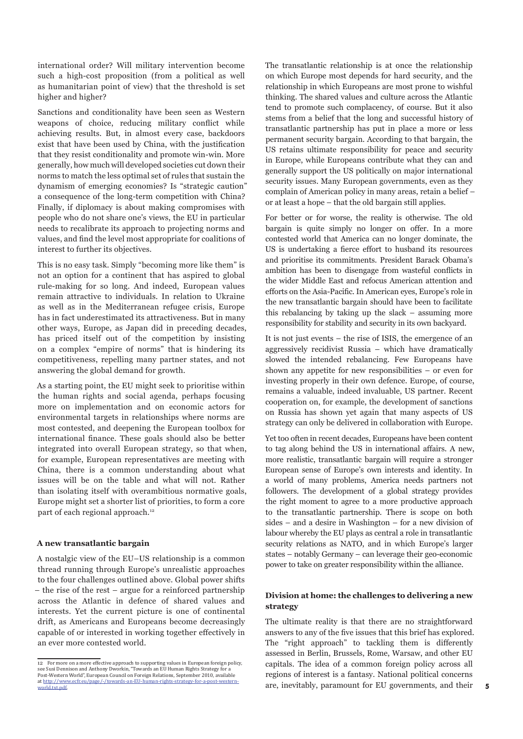international order? Will military intervention become such a high-cost proposition (from a political as well as humanitarian point of view) that the threshold is set higher and higher?

Sanctions and conditionality have been seen as Western weapons of choice, reducing military conflict while achieving results. But, in almost every case, backdoors exist that have been used by China, with the justification that they resist conditionality and promote win-win. More generally, how much will developed societies cut down their norms to match the less optimal set of rules that sustain the dynamism of emerging economies? Is "strategic caution" a consequence of the long-term competition with China? Finally, if diplomacy is about making compromises with people who do not share one's views, the EU in particular needs to recalibrate its approach to projecting norms and values, and find the level most appropriate for coalitions of interest to further its objectives.

This is no easy task. Simply "becoming more like them" is not an option for a continent that has aspired to global rule-making for so long. And indeed, European values remain attractive to individuals. In relation to Ukraine as well as in the Mediterranean refugee crisis, Europe has in fact underestimated its attractiveness. But in many other ways, Europe, as Japan did in preceding decades, has priced itself out of the competition by insisting on a complex "empire of norms" that is hindering its competitiveness, repelling many partner states, and not answering the global demand for growth.

As a starting point, the EU might seek to prioritise within the human rights and social agenda, perhaps focusing more on implementation and on economic actors for environmental targets in relationships where norms are most contested, and deepening the European toolbox for international finance. These goals should also be better integrated into overall European strategy, so that when, for example, European representatives are meeting with China, there is a common understanding about what issues will be on the table and what will not. Rather than isolating itself with overambitious normative goals, Europe might set a shorter list of priorities, to form a core part of each regional approach.[12]

### A new transatlantic bargain

A nostalgic view of the EU–US relationship is a common thread running through Europe's unrealistic approaches to the four challenges outlined above. Global power shifts – the rise of the rest – argue for a reinforced partnership across the Atlantic in defence of shared values and interests. Yet the current picture is one of continental drift, as Americans and Europeans become decreasingly capable of or interested in working together effectively in an ever more contested world.

The transatlantic relationship is at once the relationship on which Europe most depends for hard security, and the relationship in which Europeans are most prone to wishful thinking. The shared values and culture across the Atlantic tend to promote such complacency, of course. But it also stems from a belief that the long and successful history of transatlantic partnership has put in place a more or less permanent security bargain. According to that bargain, the US retains ultimate responsibility for peace and security in Europe, while Europeans contribute what they can and generally support the US politically on major international security issues. Many European governments, even as they complain of American policy in many areas, retain a belief – or at least a hope – that the old bargain still applies.

For better or for worse, the reality is otherwise. The old bargain is quite simply no longer on offer. In a more contested world that America can no longer dominate, the US is undertaking a fierce effort to husband its resources and prioritise its commitments. President Barack Obama's ambition has been to disengage from wasteful conflicts in the wider Middle East and refocus American attention and efforts on the Asia-Pacific. In American eyes, Europe's role in the new transatlantic bargain should have been to facilitate this rebalancing by taking up the slack – assuming more responsibility for stability and security in its own backyard.

It is not just events – the rise of ISIS, the emergence of an aggressively recidivist Russia – which have dramatically slowed the intended rebalancing. Few Europeans have shown any appetite for new responsibilities – or even for investing properly in their own defence. Europe, of course, remains a valuable, indeed invaluable, US partner. Recent cooperation on, for example, the development of sanctions on Russia has shown yet again that many aspects of US strategy can only be delivered in collaboration with Europe.

Yet too often in recent decades, Europeans have been content to tag along behind the US in international affairs. A new, more realistic, transatlantic bargain will require a stronger European sense of Europe's own interests and identity. In a world of many problems, America needs partners not followers. The development of a global strategy provides the right moment to agree to a more productive approach to the transatlantic partnership. There is scope on both sides – and a desire in Washington – for a new division of labour whereby the EU plays as central a role in transatlantic security relations as NATO, and in which Europe's larger states – notably Germany – can leverage their geo-economic power to take on greater responsibility within the alliance.

### Division at home: the challenges to delivering a new strategy

The ultimate reality is that there are no straightforward answers to any of the five issues that this brief has explored. The "right approach" to tackling them is differently assessed in Berlin, Brussels, Rome, Warsaw, and other EU capitals. The idea of a common foreign policy across all regions of interest is a fantasy. National political concerns are, inevitably, paramount for EU governments, and their

---

12 For more on a more effective approach to supporting values in European foreign policy, see Susi Dennison and Anthony Dworkin, "Towards an EU Human Rights Strategy for a Post-Western World", European Council on Foreign Relations, September 2010, available at http://www.ecfr.eu/page/-/towards-an-EU-human-rights-strategy-for-a-post-western-world.txt.pdf.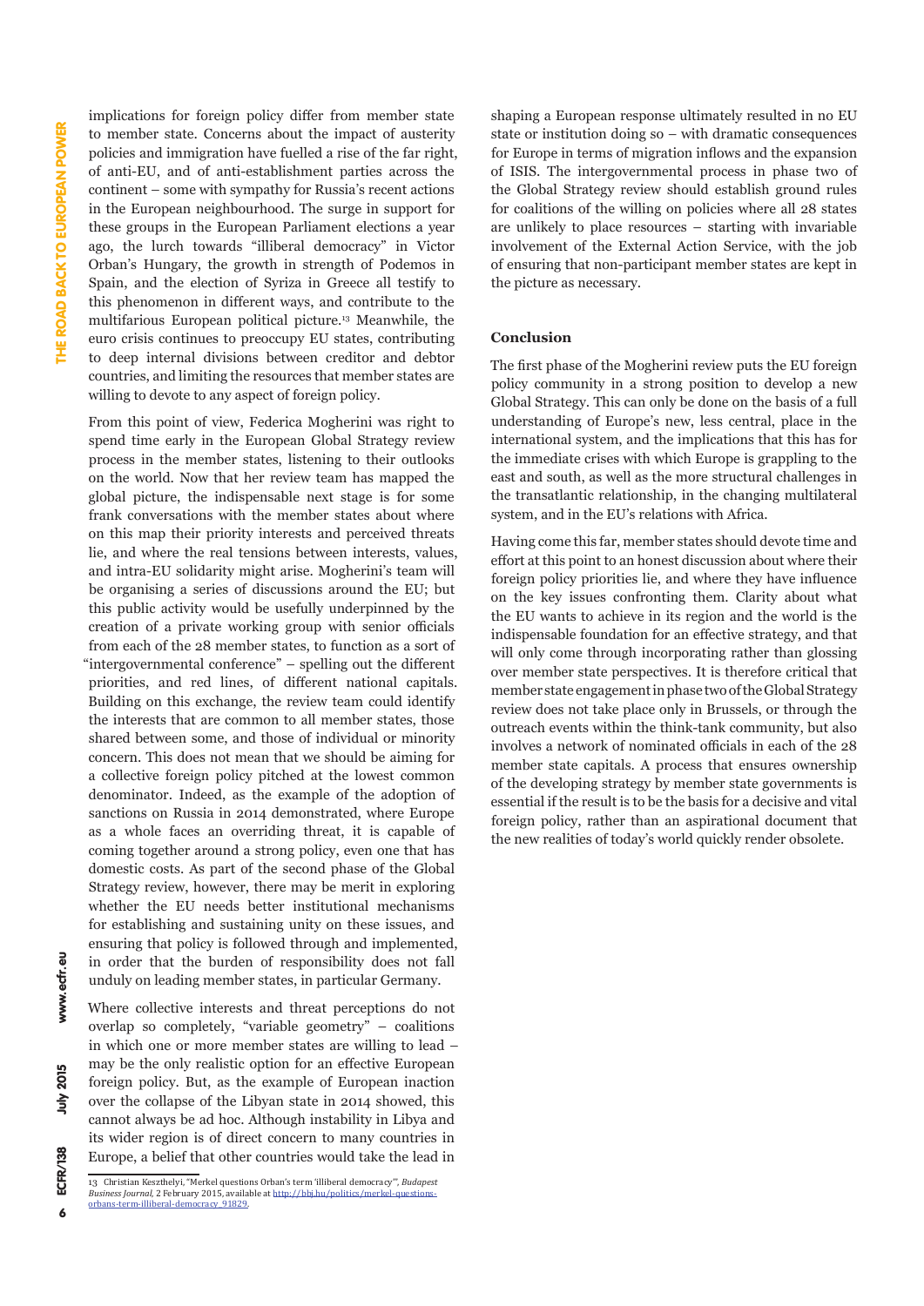implications for foreign policy differ from member state to member state. Concerns about the impact of austerity policies and immigration have fuelled a rise of the far right, of anti-EU, and of anti-establishment parties across the continent – some with sympathy for Russia's recent actions in the European neighbourhood. The surge in support for these groups in the European Parliament elections a year ago, the lurch towards "illiberal democracy" in Victor Orban's Hungary, the growth in strength of Podemos in Spain, and the election of Syriza in Greece all testify to this phenomenon in different ways, and contribute to the multifarious European political picture.[13] Meanwhile, the euro crisis continues to preoccupy EU states, contributing to deep internal divisions between creditor and debtor countries, and limiting the resources that member states are willing to devote to any aspect of foreign policy.

From this point of view, Federica Mogherini was right to spend time early in the European Global Strategy review process in the member states, listening to their outlooks on the world. Now that her review team has mapped the global picture, the indispensable next stage is for some frank conversations with the member states about where on this map their priority interests and perceived threats lie, and where the real tensions between interests, values, and intra-EU solidarity might arise. Mogherini's team will be organising a series of discussions around the EU; but this public activity would be usefully underpinned by the creation of a private working group with senior officials from each of the 28 member states, to function as a sort of "intergovernmental conference" – spelling out the different priorities, and red lines, of different national capitals. Building on this exchange, the review team could identify the interests that are common to all member states, those shared between some, and those of individual or minority concern. This does not mean that we should be aiming for a collective foreign policy pitched at the lowest common denominator. Indeed, as the example of the adoption of sanctions on Russia in 2014 demonstrated, where Europe as a whole faces an overriding threat, it is capable of coming together around a strong policy, even one that has domestic costs. As part of the second phase of the Global Strategy review, however, there may be merit in exploring whether the EU needs better institutional mechanisms for establishing and sustaining unity on these issues, and ensuring that policy is followed through and implemented, in order that the burden of responsibility does not fall unduly on leading member states, in particular Germany.

Where collective interests and threat perceptions do not overlap so completely, "variable geometry" – coalitions in which one or more member states are willing to lead – may be the only realistic option for an effective European foreign policy. But, as the example of European inaction over the collapse of the Libyan state in 2014 showed, this cannot always be ad hoc. Although instability in Libya and its wider region is of direct concern to many countries in Europe, a belief that other countries would take the lead in shaping a European response ultimately resulted in no EU state or institution doing so – with dramatic consequences for Europe in terms of migration inflows and the expansion of ISIS. The intergovernmental process in phase two of the Global Strategy review should establish ground rules for coalitions of the willing on policies where all 28 states are unlikely to place resources – starting with invariable involvement of the External Action Service, with the job of ensuring that non-participant member states are kept in the picture as necessary.

## Conclusion

The first phase of the Mogherini review puts the EU foreign policy community in a strong position to develop a new Global Strategy. This can only be done on the basis of a full understanding of Europe's new, less central, place in the international system, and the implications that this has for the immediate crises with which Europe is grappling to the east and south, as well as the more structural challenges in the transatlantic relationship, in the changing multilateral system, and in the EU's relations with Africa.

Having come this far, member states should devote time and effort at this point to an honest discussion about where their foreign policy priorities lie, and where they have influence on the key issues confronting them. Clarity about what the EU wants to achieve in its region and the world is the indispensable foundation for an effective strategy, and that will only come through incorporating rather than glossing over member state perspectives. It is therefore critical that member state engagement in phase two of the Global Strategy review does not take place only in Brussels, or through the outreach events within the think-tank community, but also involves a network of nominated officials in each of the 28 member state capitals. A process that ensures ownership of the developing strategy by member state governments is essential if the result is to be the basis for a decisive and vital foreign policy, rather than an aspirational document that the new realities of today's world quickly render obsolete.

---

13 Christian Keszthelyi, "Merkel questions Orban's term 'illiberal democracy'", *Budapest Business Journal*, 2 February 2015, available at http://bbj.hu/politics/merkel-questions-orbans-term-illiberal-democracy_91829.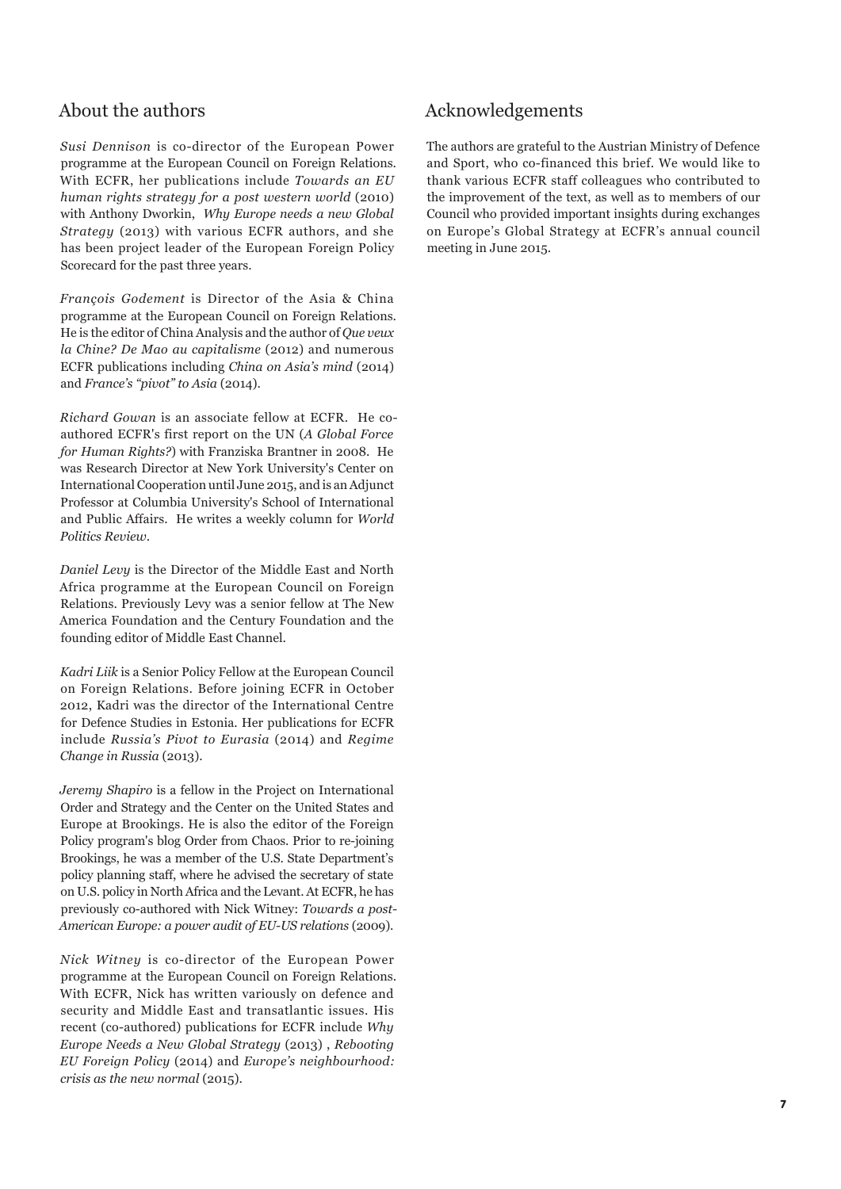## About the authors

*Susi Dennison* is co-director of the European Power programme at the European Council on Foreign Relations. With ECFR, her publications include *Towards an EU human rights strategy for a post western world* (2010) with Anthony Dworkin, *Why Europe needs a new Global Strategy* (2013) with various ECFR authors, and she has been project leader of the European Foreign Policy Scorecard for the past three years.

*François Godement* is Director of the Asia & China programme at the European Council on Foreign Relations. He is the editor of China Analysis and the author of *Que veux la Chine? De Mao au capitalisme* (2012) and numerous ECFR publications including *China on Asia's mind* (2014) and *France's "pivot" to Asia* (2014).

*Richard Gowan* is an associate fellow at ECFR. He co-authored ECFR's first report on the UN (*A Global Force for Human Rights?*) with Franziska Brantner in 2008. He was Research Director at New York University's Center on International Cooperation until June 2015, and is an Adjunct Professor at Columbia University's School of International and Public Affairs. He writes a weekly column for *World Politics Review*.

*Daniel Levy* is the Director of the Middle East and North Africa programme at the European Council on Foreign Relations. Previously Levy was a senior fellow at The New America Foundation and the Century Foundation and the founding editor of Middle East Channel.

*Kadri Liik* is a Senior Policy Fellow at the European Council on Foreign Relations. Before joining ECFR in October 2012, Kadri was the director of the International Centre for Defence Studies in Estonia. Her publications for ECFR include *Russia's Pivot to Eurasia* (2014) and *Regime Change in Russia* (2013).

*Jeremy Shapiro* is a fellow in the Project on International Order and Strategy and the Center on the United States and Europe at Brookings. He is also the editor of the Foreign Policy program's blog Order from Chaos. Prior to re-joining Brookings, he was a member of the U.S. State Department's policy planning staff, where he advised the secretary of state on U.S. policy in North Africa and the Levant. At ECFR, he has previously co-authored with Nick Witney: *Towards a post-American Europe: a power audit of EU-US relations* (2009).

*Nick Witney* is co-director of the European Power programme at the European Council on Foreign Relations. With ECFR, Nick has written variously on defence and security and Middle East and transatlantic issues. His recent (co-authored) publications for ECFR include *Why Europe Needs a New Global Strategy* (2013) , *Rebooting EU Foreign Policy* (2014) and *Europe's neighbourhood: crisis as the new normal* (2015).

## Acknowledgements

The authors are grateful to the Austrian Ministry of Defence and Sport, who co-financed this brief. We would like to thank various ECFR staff colleagues who contributed to the improvement of the text, as well as to members of our Council who provided important insights during exchanges on Europe's Global Strategy at ECFR's annual council meeting in June 2015.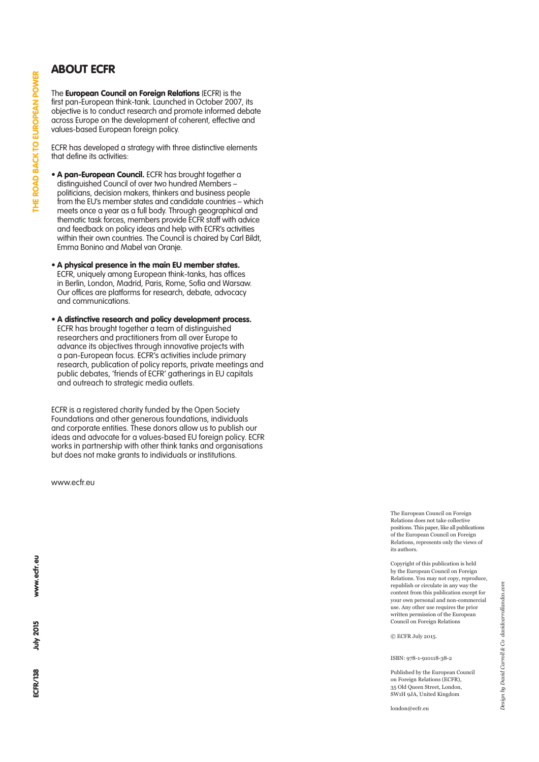## ABOUT ECFR

The **European Council on Foreign Relations** (ECFR) is the first pan-European think-tank. Launched in October 2007, its objective is to conduct research and promote informed debate across Europe on the development of coherent, effective and values-based European foreign policy.

ECFR has developed a strategy with three distinctive elements that define its activities:

- **A pan-European Council.** ECFR has brought together a distinguished Council of over two hundred Members – politicians, decision makers, thinkers and business people from the EU's member states and candidate countries – which meets once a year as a full body. Through geographical and thematic task forces, members provide ECFR staff with advice and feedback on policy ideas and help with ECFR's activities within their own countries. The Council is chaired by Carl Bildt, Emma Bonino and Mabel van Oranje.

- **A physical presence in the main EU member states.** ECFR, uniquely among European think-tanks, has offices in Berlin, London, Madrid, Paris, Rome, Sofia and Warsaw. Our offices are platforms for research, debate, advocacy and communications.

- **A distinctive research and policy development process.** ECFR has brought together a team of distinguished researchers and practitioners from all over Europe to advance its objectives through innovative projects with a pan-European focus. ECFR's activities include primary research, publication of policy reports, private meetings and public debates, 'friends of ECFR' gatherings in EU capitals and outreach to strategic media outlets.

ECFR is a registered charity funded by the Open Society Foundations and other generous foundations, individuals and corporate entities. These donors allow us to publish our ideas and advocate for a values-based EU foreign policy. ECFR works in partnership with other think tanks and organisations but does not make grants to individuals or institutions.

www.ecfr.eu

The European Council on Foreign Relations does not take collective positions. This paper, like all publications of the European Council on Foreign Relations, represents only the views of its authors.

Copyright of this publication is held by the European Council on Foreign Relations. You may not copy, reproduce, republish or circulate in any way the content from this publication except for your own personal and non-commercial use. Any other use requires the prior written permission of the European Council on Foreign Relations

© ECFR July 2015.

ISBN: 978-1-910118-38-2

Published by the European Council on Foreign Relations (ECFR), 35 Old Queen Street, London, SW1H 9JA, United Kingdom

london@ecfr.eu

*Design by David Carroll & Co davidcarrolland co.com*

ECFR/138 July 2015 www.ecfr.eu